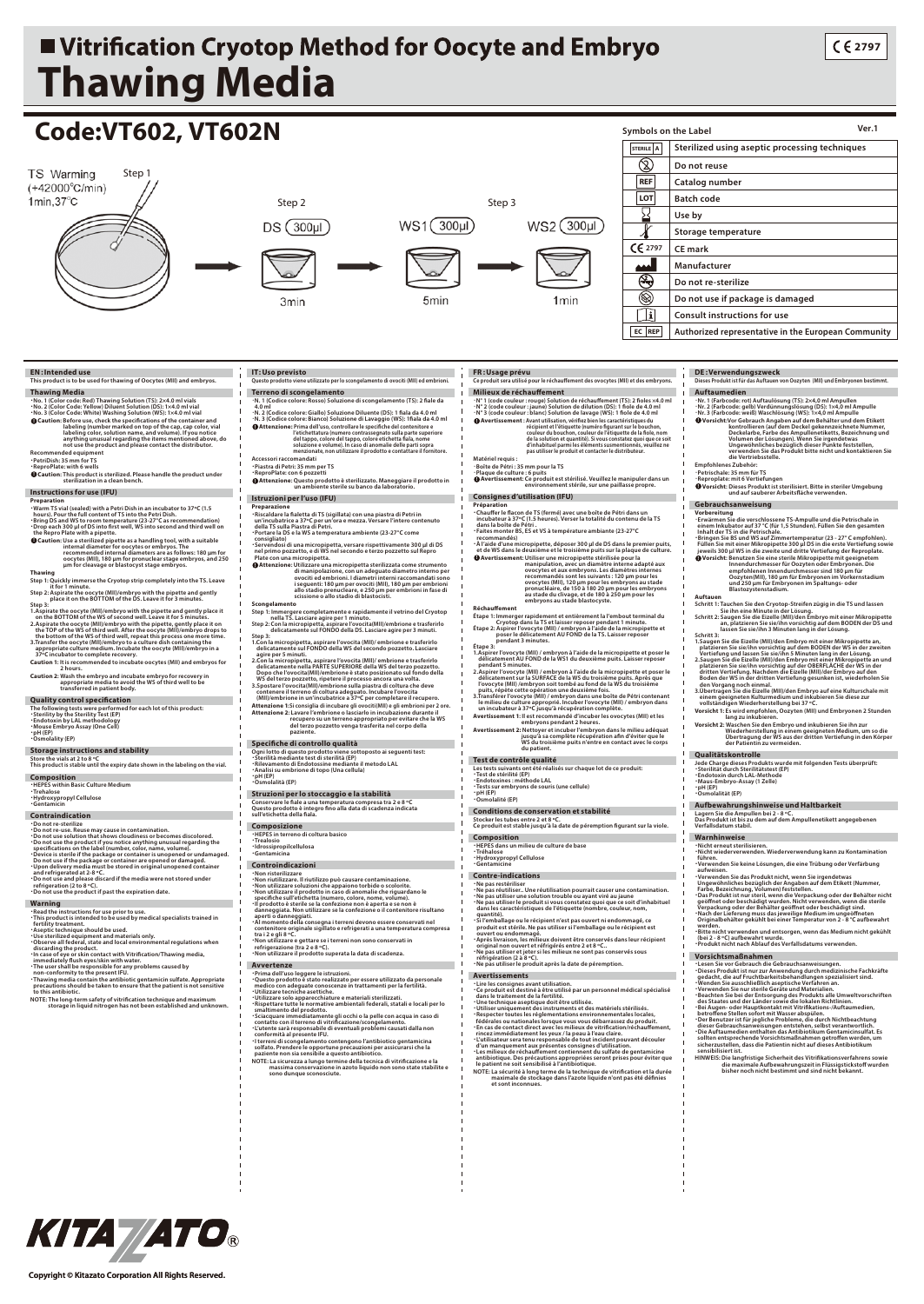# Vitrification Cryotop Method for Oocyte and Embryo

# Thawing Media

CE 2797

## Code:VT602, VT602N

Step 1: TS Warming (+42000°C/min) 1min, 37°C

Step 2: DS (300μl) 3min

Step 3: WS1 (300μl) 5min — WS2 (300μl) 1min

### Symbols on the Label

Ver.1

| Symbol | Meaning |
|---|---|
| STERILE A | Sterilized using aseptic processing techniques |
| | Do not reuse |
| REF | Catalog number |
| LOT | Batch code |
| | Use by |
| | Storage temperature |
| CE 2797 | CE mark |
| | Manufacturer |
| | Do not re-sterilize |
| | Do not use if package is damaged |
| | Consult instructions for use |
| EC REP | Authorized representative in the European Community |

## EN : Intended use

This product is to be used for thawing of Oocytes (MII) and embryos.

### Thawing Media

- No. 1 (Color code: Red) Thawing Solution (TS): 2×4.0 ml vials
- No. 2 (Color Code: Yellow) Diluent Solution (DS): 1×4.0 ml vial
- No. 3 (Color Code: White) Washing Solution (WS): 1×4.0 ml vial

**Caution:** Before use, check the specifications of the container and labeling (number marked on top of the cap, cap color, vial labeling color, solution name, and volume). If you notice anything unusual regarding the items mentioned above, do not use the product and please contact the distributor.

Recommended equipment
- PetriDish: 35 mm for TS
- ReproPlate: with 6 wells

**Caution:** This product is sterilized. Please handle the product under sterilization in a clean bench.

### Instructions for use (IFU)

**Preparation**
- Warm TS vial (sealed) with a Petri Dish in an incubator to 37°C (1.5 hours). Pour the full content of TS into the Petri Dish.
- Bring DS and WS to room temperature (23-27°C as recommendation)
- Drop each 300 μl of DS into first well, WS into second and third well on the Repro Plate with a pipette.

**Caution:** Use a sterilized pipette as a handling tool, with a suitable internal diameter for oocytes or embryos. The recommended internal diameters are as follows: 180 μm for oocytes (MII), 180 μm for pronuclear stage embryos, and 250 μm for cleavage or blastocyst stage embryos.

**Thawing**

Step 1: Quickly immerse the Cryotop strip completely into the TS. Leave it for 1 minute.

Step 2: Aspirate the oocyte (MII)/embryo with the pipette and gently place it on the BOTTOM of the DS. Leave it for 3 minutes.

Step 3:
1. Aspirate the oocyte (MII)/embryo with the pipette and gently place it on the BOTTOM of the WS of second well. Leave it for 5 minutes.
2. Aspirate the oocyte (MII)/embryo with the pipette, gently place it on the TOP of the WS of third well. After the oocyte (MII)/embryo drops to the bottom of the WS of third well, repeat this process one more time.
3. Transfer the oocyte (MII)/embryo to a culture dish containing the appropriate culture medium. Incubate the oocyte (MII)/embryo in a 37°C incubator to complete recovery.

**Caution 1:** It is recommended to incubate oocytes (MII) and embryos for 2 hours.

**Caution 2:** Wash the embryo and incubate embryo for recovery in appropriate media to avoid the WS of third well to be transferred in patient body.

### Quality control specification

The following tests were performed for each lot of this product:
- Sterility by the Sterility Test (EP)
- Endotoxin by LAL methodology
- Mouse Embryo Assay (One Cell)
- pH (EP)
- Osmolality (EP)

### Storage instructions and stability

Store the vials at 2 to 8 °C
This product is stable until the expiry date shown in the labeling on the vial.

### Composition
- HEPES within Basic Culture Medium
- Trehalose
- Hydroxypropyl Cellulose
- Gentamicin

### Contraindication
- Do not re-sterilize
- Do not re-use. Reuse may cause in contamination.
- Do not use solution that shows cloudiness or becomes discolored.
- Do not use the product if you notice anything unusual regarding the specifications on the label (number, color, name, volume).
- Device is sterile if the package or container is unopened or undamaged. Do not use if the package or container are opened or damaged.
- Upon delivery media must be stored in original unopened container and refrigerated at 2-8 °C.
- Do not use and please discard if the media were not stored under refrigeration (2 to 8 °C).
- Do not use the product if past the expiration date.

### Warning
- Read the instructions for use prior to use.
- This product is intended to be used by medical specialists trained in fertility treatment.
- Aseptic technique should be used.
- Use sterilized equipment and materials only.
- Observe all federal, state and local environmental regulations when discarding the product.
- In case of eye or skin contact with Vitrification/Thawing media, immediately flush eyes/skin with water.
- The user shall be responsible for any problems caused by non-conformity to the present IFU.
- Thawing media contain the antibiotic gentamicin sulfate. Appropriate precautions should be taken to ensure that the patient is not sensitive to this antibiotic.

NOTE: The long-term safety of vitrification technique and maximum storage in liquid nitrogen has not been established and unknown.

## IT: Uso previsto

Questo prodotto viene utilizzato per lo scongelamento di ovociti (MII) ed embrioni.

### Terreno di scongelamento
- N. 1 (Codice colore: Rosso) Soluzione di scongelamento (TS): 2 fiale da 4.0 ml
- N. 2 (Codice colore: Giallo) Soluzione Diluente (DS): 1 fiala da 4.0 ml
- N. 3 (Codice colore: Bianco) Soluzione di Lavaggio (WS): 1fiala da 4.0 ml

**Attenzione:** Prima dell'uso, controllare le specifiche del contenitore e l'etichettatura (numero contrassegnato sulla parte superiore del tappo, colore del tappo, colore etichetta fiala, nome soluzione e volume). In caso di anomalie delle parti sopra menzionate, non utilizzare il prodotto e contattare il fornitore.

Accessori raccomandati
- Piastra di Petri: 35 mm per TS
- ReproPlate: con 6 pozzetti

**Attenzione:** Questo prodotto è sterilizzato. Maneggiare il prodotto in un ambiente sterile su banco da laboratorio.

### Istruzioni per l'uso (IFU)

**Preparazione**
- Riscaldare la fialetta di TS (sigillata) con una piastra di Petri in un'incubatrice a 37°C per un'ora e mezza. Versare l'intero contenuto della TS sulla Piastra di Petri.
- Portare la DS e la WS a temperatura ambiente (23-27°C come consigliato)
- Servendosi di una micropipetta, versare rispettivamente 300 μl di DS nel primo pozzetto, e di WS nel secondo e terzo pozzetto sul Repro Plate con una micropipetta.

**Attenzione:** Utilizzare una micropipetta sterilizzata come strumento di manipolazione, con un adeguato diametro interno per ovociti ed embrioni. I diametri interni raccomandati sono i seguenti: 180 μm per ovociti (MII), 180 μm per embrioni allo stadio pronucleare, e 250 μm per embrioni in fase di scissione o allo stadio di blastocisti.

**Scongelamento**

Step 1: Immergere completamente e rapidamente il vetrino del Cryotop nella TS. Lasciare agire per 1 minuto.

Step 2: Con la micropipetta, aspirare l'ovocita(MII)/embrione e trasferirlo delicatamente sul FONDO della DS. Lasciare agire per 3 minuti.

Step 3:
1. Con la micropipetta, aspirare l'ovocita (MII)/ embrione e trasferirlo delicatamente sul FONDO della WS del secondo pozzetto. Lasciare agire per 5 minuti.
2. Con la micropipetta, aspirare l'ovocita (MII)/ embrione e trasferirlo delicatamente nella PARTE SUPERIORE della WS del terzo pozzetto. Dopo che l'ovocita(MII)/embrione è stato posizionato sul fondo della WS del terzo pozzetto, ripetere il processo ancora una volta.
3. Spostare l'ovocita(MII)/embrione sulla piastra di coltura che deve contenere il terreno di coltura adeguato. Incubare l'ovocita (MII)/embrione in un'incubatrice a 37°C per completare il recupero.

**Attenzione 1:** Si consiglia di incubare gli ovociti(MII) e gli embrioni per 2 ore.

**Attenzione 2:** Lavare l'embrione o lasciarlo in incubazione durante il recupero su un terreno appropriato per evitare che la WS del terzo pozzetto venga trasferita nel corpo della paziente.

### Specifiche di controllo qualità

Ogni lotto di questo prodotto viene sottoposto ai seguenti test:
- Sterilità mediante test di sterilità (EP)
- Rilevamento di Endotossine mediante il metodo LAL
- Analisi su embrione di topo (Una cellula)
- pH (EP)
- Osmolalità (EP)

### Struzioni per lo stoccaggio e la stabilità

Conservare le fiale a una temperatura compresa tra 2 e 8 °C
Questo prodotto è integro fino alla data di scadenza indicata sull'etichetta della fiala.

### Composizione
- HEPES in terreno di coltura basico
- Trealosio
- Idrossilpropilcellulosa
- Gentamicina

### Controindicazioni
- Non risterilizzare
- Non riutilizzare. Il riutilizzo può causare contaminazione.
- Non utilizzare soluzioni che appaiono torbide o scolorite.
- Non utilizzare il prodotto in caso di anomalie che riguardano le specifiche sull'etichetta (numero, colore, nome, volume).
- Il prodotto è sterile se la confezione non è aperta e se non è danneggiata. Non utilizzare se la confezione o il contenitore risultano aperti o danneggiati.
- Al momento della consegna i terreni devono essere conservati nel contenitore originale sigillato e refrigerati a una temperatura compresa tra i 2 e gli 8 °C.
- Non utilizzare e gettare se i terreni non sono conservati in refrigerazione (tra 2 e 8 °C).
- Non utilizzare il prodotto superata la data di scadenza.

### Avvertenze
- Prima dell'uso leggere le istruzioni.
- Questo prodotto è stato realizzato per essere utilizzato da personale medico con adeguate conoscenze in trattamenti per la fertilità.
- Utilizzare tecniche asettiche.
- Utilizzare solo apparecchiature e materiali sterilizzati.
- Rispettare tutte le normative ambientali federali, statali e locali per lo smaltimento del prodotto.
- Sciacquare immediatamente gli occhi o la pelle con acqua in caso di contatto con il terreno di vitrificazione/scongelamento.
- L'utente sarà responsabile di eventuali problemi causati dalla non conformità al presente IFU.
- I terreni di scongelamento contengono l'antibiotico gentamicina solfato. Prendere le opportune precauzioni per assicurarsi che la paziente non sia sensibile a questo antibiotico.

NOTE: La sicurezza a lungo termine della tecnica di vitrificazione e la massima conservazione in azoto liquido non sono state stabilite e sono dunque sconosciute.

## FR : Usage prévu

Ce produit sera utilisé pour le réchauffement des ovocytes (MII) et des embryons.

### Milieux de réchauffement
- N° 1 (code couleur : rouge) Solution de réchauffement (TS): 2 fioles ×4.0 ml
- N° 2 (code couleur : jaune) Solution de dilution (DS): 1 fiole de 4.0 ml
- N° 3 (code couleur : blanc) Solution de lavage (WS): 1 fiole de 4.0 ml

**Avertissement :** Avant utilisation, vérifiez bien les caractéristiques du récipient et l'étiquette (numéro figurant sur le bouchon, couleur du bouchon, couleur de l'étiquette de la fiole, nom de la solution et quantité). Si vous constatez quoi que ce soit d'inhabituel parmi les éléments susmentionnés, veuillez ne pas utiliser le produit et contacter le distributeur.

Matériel requis :
- Boîte de Pétri : 35 mm pour la TS
- Plaque de culture : 6 puits

**Avertissement :** Ce produit est stérilisé. Veuillez le manipuler dans un environnement stérile, sur une paillasse propre.

### Consignes d'utilisation (IFU)

**Préparation**
- Chauffer le flacon de TS (fermé) avec une boîte de Pétri dans un incubateur à 37°C (1.5 heures). Verser la totalité du contenu de la TS dans la boîte de Pétri.
- Faites monter BS, ES et VS à température ambiante (23-27°C recommandés)
- À l'aide d'une micropipette, déposer 300 µl de DS dans le premier puits, et de WS dans le deuxième et le troisième puits sur la plaque de culture.

**Avertissement:** Utiliser une micropipette stérilisée pour la manipulation, avec un diamètre interne adapté aux ovocytes et aux embryons. Les diamètres internes recommandés sont les suivants : 120 µm pour les ovocytes (MII), 120 µm pour les embryons au stade pronucléaire, de 150 à 180 20 µm pour les embryons au stade du clivage, et de 180 à 250 µm pour les embryons au stade blastocyste.

**Réchauffement**

Étape 1: Immerger rapidement et entièrement la l'embout terminal du Cryotop dans la TS et laisser reposer pendant 1 minute.

Étape 2: Aspirer l'ovocyte (MII) / embryon à l'aide de la micropipette et poser le délicatement AU FOND de la TS. Laisser reposer pendant 3 minutes.

Étape 3:
1. Aspirer l'ovocyte (MII) / embryon à l'aide de la micropipette et poser le délicatement AU FOND de la WS1 du deuxième puits. Laisser reposer pendant 5 minutes.
2. Aspirer l'ovocyte (MII) / embryon à l'aide de la micropipette et poser le délicatement sur la SURFACE de la WS du troisième puits. Après que l'ovocyte (MII) /embryon soit tombé au fond de la WS du troisième puits, répète cette opération une deuxième fois.
3. Transférer l'ovocyte (MII) / embryon dans une boîte de Pétri contenant le milieu de culture approprié. Incuber l'ovocyte (MII) / embryon dans un incubateur à 37°C jusqu'à récupération complète.

**Avertissement 1:** Il est recommandé d'incuber les ovocytes (MII) et les embryons pendant 2 heures.

**Avertissement 2:** Nettoyer et incuber l'embryon dans le milieu adéquat jusqu'à sa complète récupération afin d'éviter que le WS du troisième puits n'entre en contact avec le corps du patient.

### Test de contrôle qualité

Les tests suivants ont été réalisés sur chaque lot de ce produit:
- Test de stérilité (EP)
- Endotoxines : méthode LAL
- Tests sur embryons de souris (une cellule)
- pH (EP)
- Osmolalité (EP)

### Conditions de conservation et stabilité

Stocker les tubes entre 2 et 8 °C.
Ce produit est stable jusqu'à la date de péremption figurant sur la viole.

### Composition
- HEPES dans un milieu de culture de base
- Tréhalose
- Hydroxypropyl Cellulose
- Gentamicine

### Contre-indications
- Ne pas restériliser
- Ne pas réutiliser.. Une réutilisation pourrait causer une contamination.
- Ne pas utiliser une solution trouble ou ayant viré au jaune
- Ne pas utiliser le produit si vous constatez quoi que ce soit d'inhabituel dans les caractéristiques de l'étiquette (nombre, couleur, nom, quantité).
- Si l'emballage ou le récipient n'est pas ouvert ni endommagé, ce produit est stérile. Ne pas utiliser si l'emballage ou le récipient est ouvert ou endommagé.
- Après livraison, les milieux doivent être conservés dans leur récipient original non ouvert et réfrigérés entre 2 et 8 °C..
- Ne pas utiliser et jeter si les milieux ne sont pas conservés sous réfrigération (2 à 8 °C).
- Ne pas utiliser le produit après la date de péremption.

### Avertissements
- Lire les consignes avant utilisation.
- Ce produit est destiné à être utilisé par un personnel médical spécialisé dans le traitement de la fertilité.
- Une technique aseptique doit être utilisée.
- Utiliser uniquement des instruments et des matériels stérilisés.
- Respecter toutes les réglementations environnementales locales, fédérales ou nationales lorsque vous vous débarrassez du produit.
- En cas de contact direct avec les milieux de vitrification/réchauffement, rincez immédiatement les yeux / la peau à l'eau claire.
- L'utilisateur sera tenu responsable de tout incident pouvant découler d'un manquement aux présentes consignes d'utilisation.
- Les milieux de réchauffement contiennent du sulfate de gentamicine antibiotique. Des précautions appropriées seront prises pour éviter que le patient ne soit sensibilisé à l'antibiotique.

NOTE: La sécurité à long terme de la technique de vitrification et la durée maximale de stockage dans l'azote liquide n'ont pas été définies et sont inconnues.

## DE : Verwendungszweck

Dieses Produkt ist für das Auftauen von Oozyten (MII) und Embryonen bestimmt.

### Auftaumedien
- Nr. 1 (Farbcode: rot) Auftaulösung (TS): 2×4,0 ml Ampullen
- Nr. 2 (Farbcode: gelb) Verdünnungslösung (DS): 1×4,0 ml Ampulle
- Nr. 3 (Farbcode: weiß) Waschlösung (WS): 1×4,0 ml Ampulle

**Vorsicht:** Vor Gebrauch Angaben auf dem Behälter und dem Etikett kontrollieren (auf dem Deckel gekennzeichnete Nummer, Deckelfarbe, Farbe des Ampullenetiketts, Bezeichnung und Volumen der Lösungen). Wenn Sie irgendetwas Ungewöhnliches bezüglich dieser Punkte feststellen, verwenden Sie das Produkt bitte nicht und kontaktieren Sie die Vertriebsstelle.

Empfohlenes Zubehör:
- Petrischale: 35 mm für TS
- Reproplate: mit 6 Vertiefungen

**Vorsicht:** Dieses Produkt ist sterilisiert. Bitte in steriler Umgebung und auf sauberer Arbeitsfläche verwenden.

### Gebrauchsanweisung

**Vorbereitung**
- Erwärmen Sie die verschlossene TS-Ampulle und die Petrischale in einem Inkubator auf 37 °C (für 1,5 Stunden). Füllen Sie den gesamten Inhalt der TS in die Petrischale.
- Bringen Sie BS und WS auf Zimmertemperatur (23 - 27° C empfohlen). Füllen Sie mit einer Mikropipette 300 µl DS in die erste Vertiefung sowie jeweils 300 µl WS in die zweite und dritte Vertiefung der Reproplate.

**Vorsicht:** Benutzen Sie eine sterile Mikropipette mit geeignetem Innendurchmesser für Oozyten oder Embryonen. Die empfohlenen Innendurchmesser sind 180 µm für Oozyten(MII), 180 µm für Embryonen im Vorkernstadium und 250 µm für Embryonen im Spaltungs- oder Blastozystenstadium.

**Auftauen**

Schritt 1: Tauchen Sie den Cryotop-Streifen zügig in die TS und lassen Sie ihn eine Minute in der Lösung.

Schritt 2: Saugen Sie die Eizelle (MII)/den Embryo mit einer Mikropipette an, platzieren Sie sie/ihn vorsichtig auf dem BODEN der DS und lassen Sie sie/ihn 3 Minuten lang in der Lösung.

Schritt 3:
1. Saugen Sie die Eizelle (MII)/den Embryo mit einer Mikropipette an, platzieren Sie sie/ihn vorsichtig auf dem BODEN der WS in der zweiten Vertiefung und lassen Sie sie/ihn 5 Minuten lang in der Lösung.
2. Saugen Sie die Eizelle (MII)/den Embryo mit einer Mikropipette an und platzieren Sie sie/ihn vorsichtig auf der OBERFLÄCHE der WS in der dritten Vertiefung. Nachdem die Eizelle (MII)/der Embryo auf den Boden der WS in der dritten Vertiefung gesunken ist, wiederholen Sie den Vorgang noch einmal.
3. Übertragen Sie die Eizelle (MII)/den Embryo auf eine Kulturschale mit einem geeigneten Kulturmedium und inkubieren Sie diese zur vollständigen Wiederherstellung bei 37°C.

**Vorsicht 1:** Es wird empfohlen, Oozyten (MII) und Embryonen 2 Stunden lang zu inkubieren.

**Vorsicht 2:** Waschen Sie den Embryo und inkubieren Sie ihn zur Wiederherstellung in einem geeigneten Medium, um so die Übertragung der WS aus der dritten Vertiefung in den Körper der Patientin zu vermeiden.

### Qualitätskontrolle

Jede Charge dieses Produkts wurde mit folgenden Tests überprüft:
- Sterilität durch Sterilitätstest (EP)
- Endotoxin durch LAL-Methode
- Maus-Embryo-Assay (1 Zelle)
- pH (EP)
- Osmolalität (EP)

### Aufbewahrungshinweise und Haltbarkeit

Lagern Sie die Ampullen bei 2 - 8 °C.
Das Produkt ist bis zu dem auf dem Ampullenetikett angegebenen Verfallsdatum stabil.

### Warnhinweise
- Nicht erneut sterilisieren.
- Nicht wiederverwenden. Wiederverwendung kann zu Kontamination führen.
- Verwenden Sie keine Lösungen, die eine Trübung oder Verfärbung aufweisen.
- Verwenden Sie das Produkt nicht, wenn Sie irgendetwas Ungewöhnliches bezüglich der Angaben auf dem Etikett (Nummer, Farbe, Bezeichnung, Volumen) feststellen.
- Das Produkt ist nur steril, wenn die Verpackung oder der Behälter nicht geöffnet oder beschädigt wurde. Nicht verwenden, wenn die Verpackung oder der Behälter geöffnet oder beschädigt sind.
- Nach der Lieferung muss das jeweilige Medium im ungeöffneten Originalbehälter gekühlt bei einer Temperatur von 2 - 8 °C aufbewahrt werden.
- Bitte nicht verwenden und entsorgen, wenn das Medium nicht gekühlt (bei 2 - 8 °C) aufbewahrt wurde.
- Produkt nicht nach Ablauf des Verfallsdatums verwenden.

### Vorsichtsmaßnahmen
- Lesen Sie vor Gebrauch die Gebrauchsanweisungen.
- Dieses Produkt ist nur zur Anwendung durch medizinische Fachkräfte gedacht, die auf Fruchtbarkeitsbehandlungen spezialisiert sind.
- Wenden Sie ausschließlich aseptische Verfahren an.
- Verwenden Sie nur sterile Geräte und Materialien.
- Beachten Sie bei der Entsorgung des Produkts alle Umweltvorschriften des Staates und der Länder sowie die lokalen Richtlinien.
- Bei Augen- oder Hautkontakt mit Vitrifikations-/Auftaumedien, betroffene Stellen sofort mit Wasser abspülen.
- Der Benutzer ist für jegliche Probleme, die durch Nichtbeachtung dieser Gebrauchsanweisungen entstehen, selbst verantwortlich.
- Die Auftaumedien enthalten das Antibiotikum Gentamicinsulfat. Es sollten entsprechende Vorsichtsmaßnahmen getroffen werden, um sicherzustellen, dass die Patientin nicht auf dieses Antibiotikum sensibilisiert ist.

HINWEIS: Die langfristige Sicherheit des Vitrifikationsverfahrens sowie die maximale Aufbewahrungszeit in Flüssigstickstoff wurden bisher noch nicht bestimmt und sind nicht bekannt.

KITAZATO®

Copyright © Kitazato Corporation All Rights Reserved.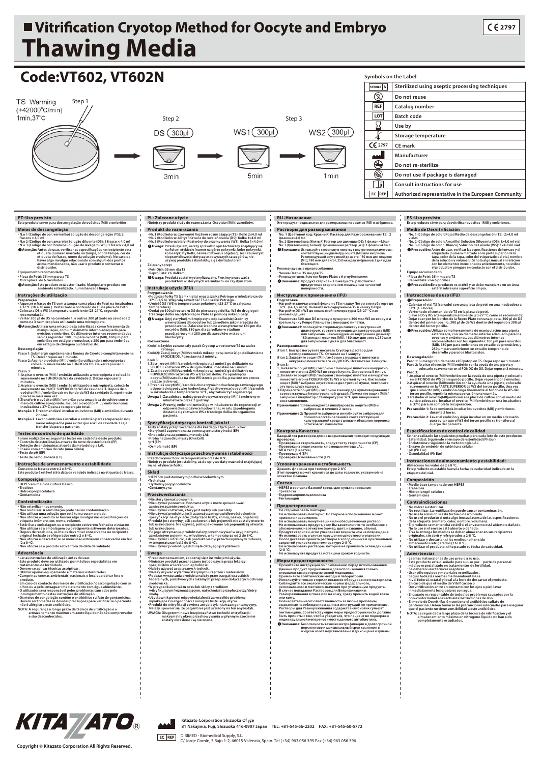# ■ Vitrification Cryotop Method for Oocyte and Embryo

# Thawing Media

CE 2797

## Code:VT602, VT602N

TS Warming (+42000°C/min) 1min,37°C — Step 1

Step 2: DS (300μl) 3min

Step 3: WS1 (300μl) 5min — WS2 (300μl) 1min

**Symbols on the Label**

| | |
|---|---|
| STERILE A | Sterilized using aseptic processing techniques |
| | Do not reuse |
| REF | Catalog number |
| LOT | Batch code |
| | Use by |
| | Storage temperature |
| CE 2797 | CE mark |
| | Manufacturer |
| | Do not re-sterilize |
| | Do not use if package is damaged |
| | Consult instructions for use |
| EC REP | Authorized representative in the European Community |

### PT: Uso previsto

Este produto serve para descongelação de ovócitos (MII) e embriões.

#### Meios de descongelação

- N.o 1 (Código de cor: vermelho) Solução de descongelação (TS): 2 frascos × 4,0 ml
- N.o 2 (Código de cor: amarelo) Solução diluente (DS): 1 frasco × 4,0 ml
- N.o 3 (Código de cor: branco) Solução de lavagem (WS): 1 frasco × 4,0 ml

❶ **Atenção:** Antes de usar, verificar as especificações no recipiente e na etiqueta (número marcado na tampa, cor da tampa, cor da etiqueta do frasco, nome da solução e volume). No caso de haver algo invulgar relacionado com algum dos pontos acima mencionados, não usar o produto e contactar o distribuidor.

Equipamento recomendado

- Placa de Petri: 35 mm para a TS
- Microplaca: de 6 cavidades

❶ **Atenção:** Este produto está esterilizado. Manipular o produto em ambiente esterilizado, numa bancada limpa.

#### Instruções de utilização

**Preparação**

- Aquecer o frasco de TS com a tampa numa placa de Petri na incubadora a 37 °C (1h e 30 min.). Verter todo o conteúdo da TS na placa de Petri.
- Colocar a DS e WS à temperatura ambiente (23-27°C, segundo recomendação)
- Verter 300 µl de DS na cavidade 1, e outros 300 µl tanto na cavidade 2 como na 3 na microplaca utilizando uma micropipeta.

❶ **Atenção:** Utilizar uma micropipeta esterilizada como ferramenta de manipulação, com um diâmetro interno adequado para ovócitos e embriões. Os diâmetros internos recomendados são os seguintes: 180 µm para ovócitos (MII), 180 µm para embriões em estágio pronuclear, e 250 µm para embriões em estágio de clivagem ou blastocisto.

**Descongelação**

Passo 1: Submergir rapidamente a lâmina de Cryotop completamente na TS. Deixar repousar 1 minuto.

Passo 2: Aspirar o ovócito (MII) / embrião utilizando a micropipeta e colocá-lo suavemente no FUNDO da DS. Deixar repousar 3 minutos.

Passo 3:
1. Aspirar o ovócito (MII) / embrião utilizando a micropipeta e colocá-lo suavemente no FUNDO da WS da cavidade 2. Deixar repousar 5 minutos.
2. Aspirar o ovócito (MII) / embrião utilizando a micropipeta, colocá-lo suavemente na PARTE SUPERIOR da WS da cavidade 3. Depois de o ovócito (MII) / embrião cair no fundo da WS da cavidade 3, repetir este processo mais uma vez.
3. Transferir o ovócito (MII) / embrião para uma placa de cultivo com o meio de cultivo apropriado. Incubar o ovócito (MII) / embrião numa incubadora a 37°C para a recuperação total.

**Atenção 1:** É recomendável incubar os ovócitos (MII) e embriões durante 2 horas.

**Atenção 2:** Lavar o embrião e incubar o embrião para recuperação nos meios adequados para evitar que a WS da cavidade 3 seja transferida para a paciente.

#### Testes de controlo de qualidade

Foram realizados os seguintes testes em cada lote deste produto:
- Controlo de esterilização através do teste de esterilidade (EP)
- Deteção de endotoxinas através da metodologia LAL
- Ensaio com embrião de rato (uma célula)
- Teste de pH (EP)
- Teste de osmolalidade (EP)

#### Instruções de armazenamento e estabilidade

Conserve os frascos entre 2 e 8 °C.
Este produto é estável até à data de validade indicada na etiqueta do frasco.

#### Composição

- HEPES em meio de cultura básico
- Trealose
- Hidroxipropilcelulosa
- Gentamicina

#### Contraindicação

- Não esterilizar novamente.
- Não reutilizar. A reutilização pode causar contaminação.
- Não utilizar uma solução que esteja turva ou amarelada.
- Não utilizar o produto se houver algo invulgar nas especificações da etiqueta (número, cor, nome, volume).
- Estéril se a embalagem ou o recipiente estiverem fechados e intactos. Não utilizar se a embalagem ou o recipiente estiverem deteriorados.
- Depois de recebidos, os meios devem ser conservados no recipiente original fechado e refrigerados entre 2 e 8 °C.
- Não utilizar e descartar se os meios não estiverem conservados em frio (2 a 8 °C).
- Não utilizar se o produto estiver fora da data de validade.

#### Advertência

- Ler as instruções de utilização antes de usar.
- Este produto deve ser utilizado por médicos especialistas em tratamentos de fertilidade.
- Devem-se aplicar técnicas assépticas.
- Utilizar apenas equipamento e materiais esterilizados.
- Cumprir as normas ambientais, nacionais e locais ao deitar fora o produto.
- Em caso de contacto dos meios de vitrificação / descongelação com os olhos ou a pele, enxaguar imediatamente com água abundante.
- O utilizador será responsável pelos problemas causados pelo incumprimento destas instruções de utilização.
- Os meios de congelação contêm o antibiótico sulfato de gentamicina. Devem ser tomadas as devidas precauções para verificar se o paciente não é alérgico a este antibiótico.

NOTA: A segurança a longo prazo da técnica de vitrificação e o armazenamento máximo em azoto líquido não são comprovados e são desconhecidos.

### PL: Zalecane użycie

Niniejszy produkt służy do rozmrażania Occytów (MII) i zarodków.

#### Produkt do rozmrażania

- Nr. 1 (Kod koloru: czerwony) Roztwór rozmrażający (TS): fiolki 2×4,0 ml
- Nr. 2 (Kod koloru: żółty) Roztwór do rozcieńczania (DS): fiolka 1×4,0 ml
- Nr. 3 (Kod koloru: biały) Roztwóry do przemywania (WS): fiolka 1×4,0 ml

❶ **Uwaga:** Przed użyciem, należy sprawdzić opis techniczny znajdujący się na fiolce i etykiecie (numer na górze pokrywki, kolor pokrywki, kolor etykiety fiolki, nazwę roztworu i objętość). Jeśli zauważysz nieprawidłowości dotyczące powyższych szczegółów, nie używaj produktu i skontaktuj się z dystrybutorem.

Zalecany sprzęt
- PetriDish: 35 mm dla TS
- ReproPlate: z 6 dołkami

❶ **Uwaga:** Produkt został wysterylizowany. Prosimy pracować z produktem w sterylnych warunkach i na czystym stole.

#### Instrukcje użycia (IFU)

**Przygotowanie**

- Podgrzej fiolkę TS (zamkniętą) wraz z szalką Petriego w inkubatorze do 37°C (1,5 h). Wlej całą zawartość TS do szalki Petriego.
- Umieść DS i WS w temperaturze pokojowej (23-27°C to zalecana temperatura).
- Dodaj po 300 µl roztworu DS do pierwszego dołka, WS do drugiego i trzeciego dołka na płytce Repro Plate za pomocą mikropipety.

❶ **Uwaga:** Użyj sterylnej mikropipety o odpowiedniej średnicy wewnętrznej dla oocytów lub zarodków jako narzędzia do przenoszenia. Zalecane średnice wewnętrzne to: 180 µm dla oocytów (MII), 180 µm dla zarodków w stadium przedjądrowym, i 250 µm dla zarodków w stadium blastocysty.

**Rozmrażanie**

Krok(1): Szybko zanurz cały pasek Cryotop w roztworze TS na szalce Petriego.

Krok(2): Zassij oocyt (MII)/zarodek mikropipetą i umieść go delikatnie na SPODZIE DS. Pozostaw na 3 minuty.

Krok 3:
1. Zassij oocyt (MII)/zarodek mikropipetą i umieść go delikatnie na SPODZIE roztworu WS w drugim dołku. Pozostaw na 5 minut.
2. Zassij oocyt (MII)/zarodek mikropipetą i umieść go delikatnie na POWIERZCHNI roztworu WS w trzecim dołku. Po opadnięciu oocytu(MII)/zarodka na dno WS trzeciego dołka, powtórz ten proces jeszcze jeden raz.
3. Przenieś oocyt(MII)/zarodek do naczynia hodowlanego zawierającego odpowiednią pożywkę hodowlaną. Przechowywać oocyt (MII)/zarodek w inkubatorze w temperaturze 37°C, aby zakończyć regenerację

**Uwaga 1:** Zasadniczo, należy przechowywać oocyty (MII) i embriony w inkubatorze przez 2 godziny.

**Uwaga 2:** Przemyj embrion i umieść go w inkubatorze do regeneracji w odpowiedniej pożywce hodowlanej, w celu zapobiegania dostania się roztworu WS z trzeciego dołka do organizmu pacjenta.

#### Specyfikacja dotycząca kontroli jakości

Testy zostały przeprowadzone dla każdego z tych produktów:
- Sterylność zapewniona za pomocą testu sterylności (EP)
- Endotoksyna za pomocą metody LAL
- Próba na zarodku myszy (OneCell)
- pH (EP)
- Osmolalność (EP)

#### Instrukcje dotyczące przechowywania i stabilności

Przechowywać fiolki w temperaturze od 2 do 8 °C.
Niniejszy produkt jest stabilny, aż do upływu daty ważności znajdującej się na etykiecie fiolki.

#### Skład

- HEPES w podstawowym podłożu hodowlanym
- Trehaloza
- Hydroksypropyloceluloza
- Gentamycyna

#### Przeciwwskazania

- Nie sterylizować ponownie.
- Nie używać ponownie. Ponowne użycie może spowodować zanieczyszczenie produktu.
- Nie używać roztworu, który jest mętny lub pożółkły.
- Nie używać produktu, jeśli zauważysz nieprawidłowości odnośnie specyfikacji na etykiecie (dotyczące liczby, koloru, nazwy, objętości)
- Produkt jest sterylny jeśli opakowanie lub pojemnik nie zostały otwarte lub uszkodzone. Nie używać, jeśli opakowanie lub pojemnik są otwarte lub uszkodzone.
- Po jego otrzymaniu, produkt należy przechowywać w oryginalnym i zamkniętym pojemniku, w lodówce, w temperaturze od 2 do 8°C.
- Nie używać i odrzucić jeśli produkt nie był przechowywany w lodówce, w temperaturze (od 2 do 8 °C).
- Nie używać produktu jeśli minęła data jego przydatności.

#### Uwaga

- Przed zastosowaniem, zapoznaj się z instrukcjami użycia.
- Niniejszy produkt przeznaczony jest do użycia przez lekarzy specjalistów w leczeniu niepłodności.
- Należy używać aseptycznych technik.
- Należy używać wyłącznie sterylnych urządzeń i materiałów
- Podczas wyrzucania produktu należy przestrzegać wszystkich federalnych, państwowych i lokalnych przepisów dotyczących ochrony środowiska.
- W przypadku kontaktu oczu lub skóry z środkiem witryfikującym/rozmrażającym, natychmiast przepłucz oczy/skórę wodą.
- Użytkownik ponosi odpowiedzialność za wszelkie problemy wynikające z niezgodności z niniejszą instrukcją użycia.
- Produkt do witryfikacji zawiera antybiotyk - siarczan gentamycyny. Należy upewnić się, że pacjent nie jest uczulony na ten anybiotyk.

UWAGA: Długoterminowe bezpieczeństwo techniki witryfikacji i maksymalny okres przechowywania w płynnym azocie nie zostały określone i są nie znane.

### RU: Назначение

Этот продукт предназначен для размораживания ооцитов (MII) и эмбрионов.

#### Растворы для размораживания

- No. 1 (Цветовой код: Красный) Раствор для Размораживания (TS): 2 флакона×4.0 мл
- No. 2 (Цветовой код: Желтый) Раствор для дилюции (DS): 1 флакон×4.0 мл
- No. 3 (Цветовой код: Белый) Промывочный раствор (WS): 1 флакон×4.0 мл

❶ **Внимание:** Используйте стерильную пипетку с внутренним диаметром, соответствующим диаметру ооцита (MII) или эмбриона. Рекомендуемый внутренний диаметр: 180 мкм для ооцитов (MII), 180 мкм для зигот, 250 мкм для эмбрионов 3 дня и для бластоцист.

Рекомендуемые приспособления
- Чашка Петри: 35 мм для TS
- Репродуктивный Поток Repro Plate: с 6 углублениями

❶ **Внимание:** Продукт стерилен. Пожалуйста, работайте с продуктом в стерильном помещении на чистой поверхности.

#### Инструкции к применению (IFU)

**Подготовка**

- Нагрейте запечатанный флакон с TS и чашку Петри в инкубаторе до 37°C. (за 1,5 часа). Вылейте все содержимое TS в чашку Петри.
- Нагрейте DS и WS до комнатной температуры (23-27 °C как рекомендация)
- Поместите 300 мкл DS в первую лунку и по 300 мкл WS во вторую и третью лунку Репро Планшета с помощью пипетки.

❶ **Внимание:** Используйте стерильную пипетку с внутренним диаметром, соответствующим диаметру ооцита (MII) или эмбриона. Рекомендуемый внутренний диаметр: 180 мкм для ооцитов (MII), 180 мкм для зигот, 250 мкм для эмбрионов 3 дня и для бластоцист.

**Размораживание**

Этап 1: Быстро погрузите носитель Cryotop в раствор для размораживания TS. Оставьте на 1 минуту.

Этап 2: Захватите ооцит (MII) / эмбрион с помощью пипетки и аккуратно поместите его на ДНО DS. Оставьте на 3 минуты.

Этап 3:
1. Захватите ооцит (MII) / эмбрион с помощью пипетки и аккуратно поместите его на ДНО WS во второй лунке. Оставьте на 5 минут.
2. Захватите ооцит (MII) / эмбрион с помощью пипетки и аккуратно поместите его на ПОВЕРХНОСТЬ WS в третьей лунке. Как только ооцит (MII) / эмбрион опустится на дно третьей лунки, повторите эту процедуру еще раз.
3. Перенесите ооцит (MII) / эмбрион в чашку для культивирования с соответствующей культуральной средой. Поместите ооцит (MII) / эмбрион в инкубатор с температурой 37°C для завершения восстановления.

**Примечание 1:** Рекомендуется инкубировать ооциты (MII) и эмбрионы в течение 2 часов.

**Примечание 2:** Промойте эмбрион и инкубируйте эмбрион для полного восстановления в соответствующей культуральной среде с целью избежания переноса остатков WS пациентке.

#### Контроль Качества

Каждый лот растворов для размораживания проходит следующие проверки:
- Проверка на стерильность, следуя тесту стерильности (EP)
- Проверка на эндотоксины с помощью метода LAL.
- MEA тест (1 клетка)
- Проверка pH (EP)
- Проверка Осмольности (EP)

#### Условия хранения и стабильность

Хранить флаконы при температуре 2-8°C
Этот продукт может храниться до даты годности, указанной на этикетке флакона.

#### Состав

- HEPES в составе базовой среды для культивирования
- Трегалоза
- Гидроксипропилцеллюлоза
- Гентамицин

#### Предостережения

- Не стерилизовать повторно.
- Не использовать повторно. Повторное использование может привести к заражению.
- Не использовать помутневший или обесцвеченный раствор.
- Не использовать продукт, если Вы заметили что-то необычное в обозначениях на этикетке (номер, цвет, название, объем).
- Продукт стерилен, если упаковка не вскрыта или не повреждена. Не использовать в случае нарушения целостности упаковки.
- После доставки хранить растворы в холодильнике в оригинальной закрытой упаковке при температуре 2-8 °C.
- Не использовать растворы, которые не хранились охлажденными (2-8 °C).
- Не использовать продукт с истекшим сроком годности.

#### Меры предосторожности

- Прочитайте инструкции по применению перед использованием.
- Данный продукт предназначен для использования только специалистами репродуктивной медицины.
- Применяйте асептические методы в лаборатории.
- Используйте только стерилизованное оборудование и материалы.
- Соблюдайте все экологические нормы федерального, регионального и местного значения при утилизации продукта.
- В случае попадания Растворов для Витрификации и Размораживания в глаза или на кожу, сразу промыть водой глаза или кожу.
- Пользователь несет ответственность за любые проблемы, вызванные несоблюдением данных инструкций по применению.
- Растворы для Размораживания содержат антибиотик сульфат гентамицина. Соответствующие меры предосторожности должны быть приняты с тем, чтобы убедиться, что пациент не подвержен индивидуальной непереносимости данного антибиотика.

❶ **Внимание:** Безопасность техники витрификации в долгосрочной перспективе и максимальный срок хранения в жидком азоте неустановлены и до конца не изучены.

### ES: Uso previsto

Este producto sirve para desvitrificar ovocitos (MII) y embriones.

#### Medio de Desvitrificación

- No. 1 (Código de color: Rojo) Medio de descongelación (TS): 2×4,0 ml viales
- No. 2 (Código de color: Amarillo) Solución Diluyente (DS): 1×4,0 ml vial
- No. 3 (Código de color : Blanco) Solución de Lavado (WS): 1×4,0 ml vial

❶ **Precaución:** Antes de usar, verificar las especificaciones del envase y el etiquetado (número marcado en la parte superior de la tapa, color de la tapa, color del etiquetado del vial, nombre de la solución y volumen). Si nota algo inusual en relación con los elementos mencionados anteriormente, no utilice el producto y póngase en contacto con el distribuidor.

Equipo recomendado:
- Placa de Petri: 35 mm para TS
- ReproPlate: con 6 pocillos

❶ **Precaución:** Este producto es estéril y se debe manejarse en un área estéril sobre una superficie limpia.

#### Instrucciones de uso (IFU)

❶ **Preparación:**

- Calentar el vial TS (cerrado) con una placa de petri en una incubadora a 37°C (1.5 horas).
- Verter todo el contenido de TS en la placa de petri.
- Llevé a DS y WS a temperatura ambiente (23-27 ° C como se recomienda)
- Dejar caer por los bordes de la Repro Plate con una pipeta, 300 µl de DS dentro del primer pocillo, 300 µl de de WS dentro del segundo y 300 µl dentro del tercer pocillo.

❶ **Precaución:** Utilizar como herramienta de manipulación una pipeta esterilizada, con un diámetro interno adecuado para los ovocitos y embriones. Los diámetros internos recomendados son los siguientes: 180 µm para ovocitos (MII), 180 µm para embriones en estadio de pronúcleo, y 250 µm para embriones en estadio temprano de desarrollo y para los blastocistos.

**Descongelación**

Paso 1: Sumergir rápidamente el Cryotop en TS. Dejar reposar 1 minuto.

Paso 2: Aspirar el ovocito (MII)/embrión con la ayuda de una pipeta y colocarlo suavemente en el FONDO de DS. Dejar reposar 3 minutos.

Paso 3:
1. Aspirar el ovocito (MII)/embrión con la ayuda de una pipeta y colocarlo en el FONDO de WS del segundo pocillo. Dejar reposar por 5 minutos.
2. Aspirar el ovocito (MII) / embrión con la ayuda de una pipeta, colocarlo suavemente en la PARTE SUPERIOR de WS del tercer pocillo. Una vez que el ovocito (MII) / embrión caiga libremente al fondo de la WS del tercer pocillo, repetir la misma operación una vez más.
3. Trasladar el ovocito(MII)/embrión a la placa de cultivo con el medio de cultivo adecuado. Incubar el ovocito (MII)/embrión en una incubadora a 37°C para su completa recuperación.

**Precaución 1:** Se recomienda incubar los ovocitos (MII) y embriones durante 2 horas.

**Precaución 2:** Lavar el embrión y dejar incubar en un medio adecuado para evitar que el WS del tercer pocillo se transfiera al cuerpo del paciente.

#### Especificaciones de control de calidad

Se han realizado las siguientes pruebas para cada lote de este producto:
- Esterilidad: Siguiendo el ensayo de esterilidad (Ph Eur)
- Endotoxinas: siguiendo la metodología LAL.
- Ensayo de embrión de ratón (una célula)
- pH (Ph Eur)
- Osmolalidad (Ph Eur)

#### Instrucciones de almacenamiento y estabilidad:

Almacenar los viales de 2 a 8 °C.
Este producto es estable hasta la fecha de caducidad indicada en la etiqueta del vial.

#### Composición

- Medio base tamponado con HEPES
- Trehalosa
- Hidroxipropil celulosa
- Gentamicina

#### Contraindicaciones

- No volver a esterilizar.
- No reutilizar. La reutilización puede causar contaminación.
- No use la solución si está turbia o descolorada.
- No use el producto si nota algo inusual acerca de las especificaciones de la etiqueta (número, color, nombre, volumen).
- El producto se mantendrá estéril si el envase no está abierto o dañado. No lo use si el envase está abierto o dañado.
- Tras la entrega los medios se deben almacenar en sus recipientes originales, sin abrir y refrigerados a 2-8 °C.
- No utilizar y descartar, si los medios no han sido almacenados refrigerados (2 to 8 °C).
- No utilizar el producto, si ha pasado su fecha de caducidad.

#### Advertencias

- Leer las instrucciones de uso previo a su uso.
- Este producto está diseñado para su uso por parte de personal médico especializado en tratamientos de fertilidad.
- Se deberán usar técnicas asépticas.
- Usar sólo equipos y materiales esterilizados.
- Seguir todas las normas medioambientales a nivel federal, estatal y local a la hora de descartar el producto.
- En caso de que el medio de Vitrificación o Desvitrificación entre en contacto con los ojos o piel, lavar inmediatamente los ojos/piel con agua.
- El usuario es responsable de todos los problemas causados por la non-conformidad a las actuales Instrucciones de Uso.
- El medio de Desvitrificación contiene el antibiótico sulfato de gentamicina. Deben tomarse las precauciones adecuadas para asegurar que el paciente no tiene sensibilidad a este antibiótico.

NOTA: La seguridad a largo plazo de la técnica de vitrificación y el almacenamiento máximo en nitrógeno líquido no han sido completamente estudiados.

KITAZATO®

Kitazato Corporation Shizuoka Office
81 Nakajima, Fuji, Shizuoka 416-0907 Japan TEL: +81-545-66-2202 FAX: +81-545-60-5772

EC REP DIBIMED - Biomedical Supply, S.L.
C/ Jorge Comín, 3 Bajo 1-2, 46015 Valencia, Spain. Tel (+34) 963 056 395 Fax (+34) 963 056 396

Copyright © Kitazato Corporation All Rights Reserved.